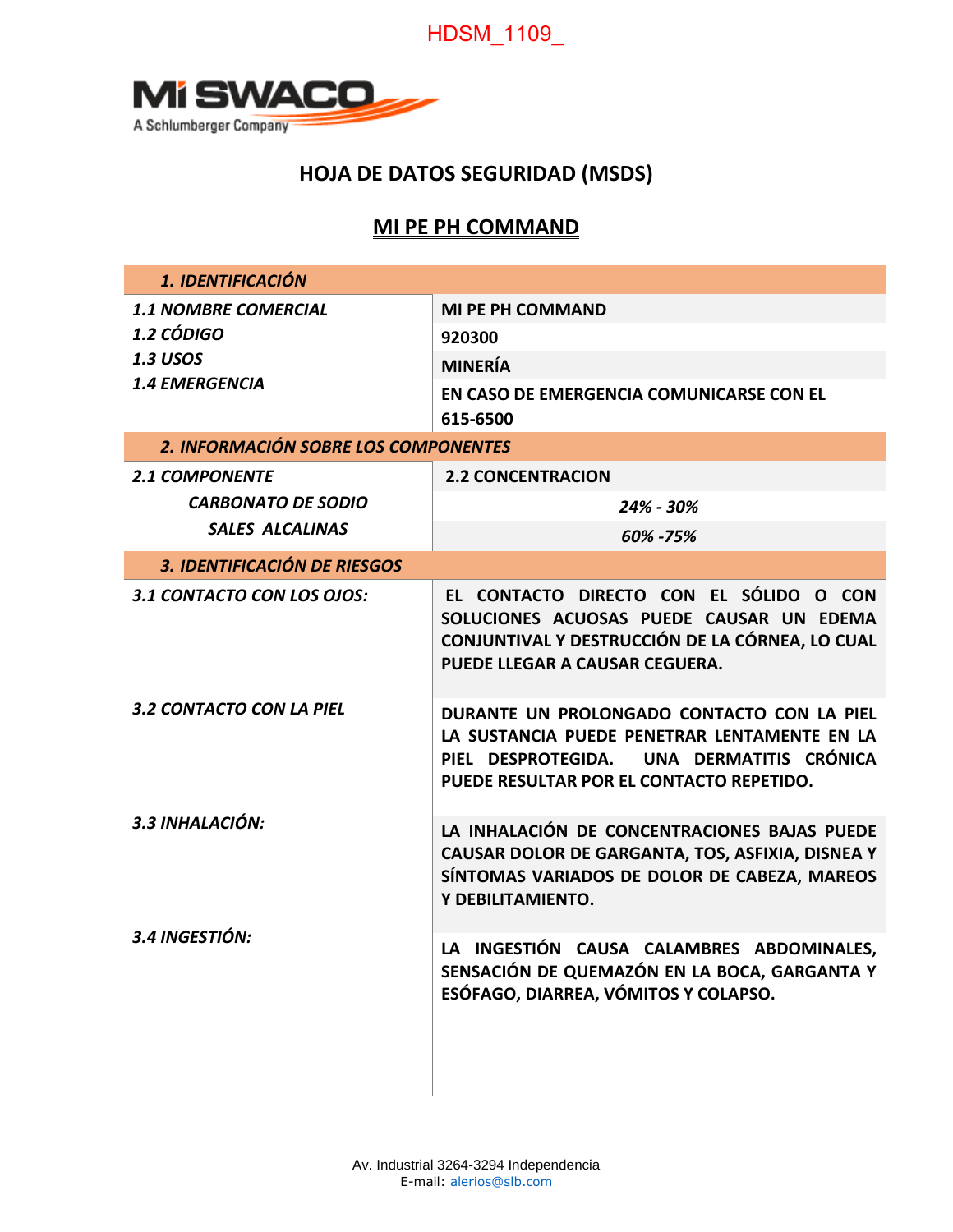HDSM_1109_

MI SWACO
A Schlumberger Company

# HOJA DE DATOS SEGURIDAD (MSDS)

## MI PE PH COMMAND

| ***1. IDENTIFICACIÓN*** | |
|---|---|
| ***1.1 NOMBRE COMERCIAL*** | **MI PE PH COMMAND** |
| ***1.2 CÓDIGO*** | **920300** |
| ***1.3 USOS*** | **MINERÍA** |
| ***1.4 EMERGENCIA*** | **EN CASO DE EMERGENCIA COMUNICARSE CON EL 615-6500** |

| ***2. INFORMACIÓN SOBRE LOS COMPONENTES*** | |
|---|---|
| ***2.1 COMPONENTE*** | **2.2 CONCENTRACION** |
| ***CARBONATO DE SODIO*** | ***24% - 30%*** |
| ***SALES ALCALINAS*** | ***60% -75%*** |

| ***3. IDENTIFICACIÓN DE RIESGOS*** | |
|---|---|
| ***3.1 CONTACTO CON LOS OJOS:*** | **EL CONTACTO DIRECTO CON EL SÓLIDO O CON SOLUCIONES ACUOSAS PUEDE CAUSAR UN EDEMA CONJUNTIVAL Y DESTRUCCIÓN DE LA CÓRNEA, LO CUAL PUEDE LLEGAR A CAUSAR CEGUERA.** |
| ***3.2 CONTACTO CON LA PIEL*** | **DURANTE UN PROLONGADO CONTACTO CON LA PIEL LA SUSTANCIA PUEDE PENETRAR LENTAMENTE EN LA PIEL DESPROTEGIDA. UNA DERMATITIS CRÓNICA PUEDE RESULTAR POR EL CONTACTO REPETIDO.** |
| ***3.3 INHALACIÓN:*** | **LA INHALACIÓN DE CONCENTRACIONES BAJAS PUEDE CAUSAR DOLOR DE GARGANTA, TOS, ASFIXIA, DISNEA Y SÍNTOMAS VARIADOS DE DOLOR DE CABEZA, MAREOS Y DEBILITAMIENTO.** |
| ***3.4 INGESTIÓN:*** | **LA INGESTIÓN CAUSA CALAMBRES ABDOMINALES, SENSACIÓN DE QUEMAZÓN EN LA BOCA, GARGANTA Y ESÓFAGO, DIARREA, VÓMITOS Y COLAPSO.** |

Av. Industrial 3264-3294 Independencia
E-mail: alerios@slb.com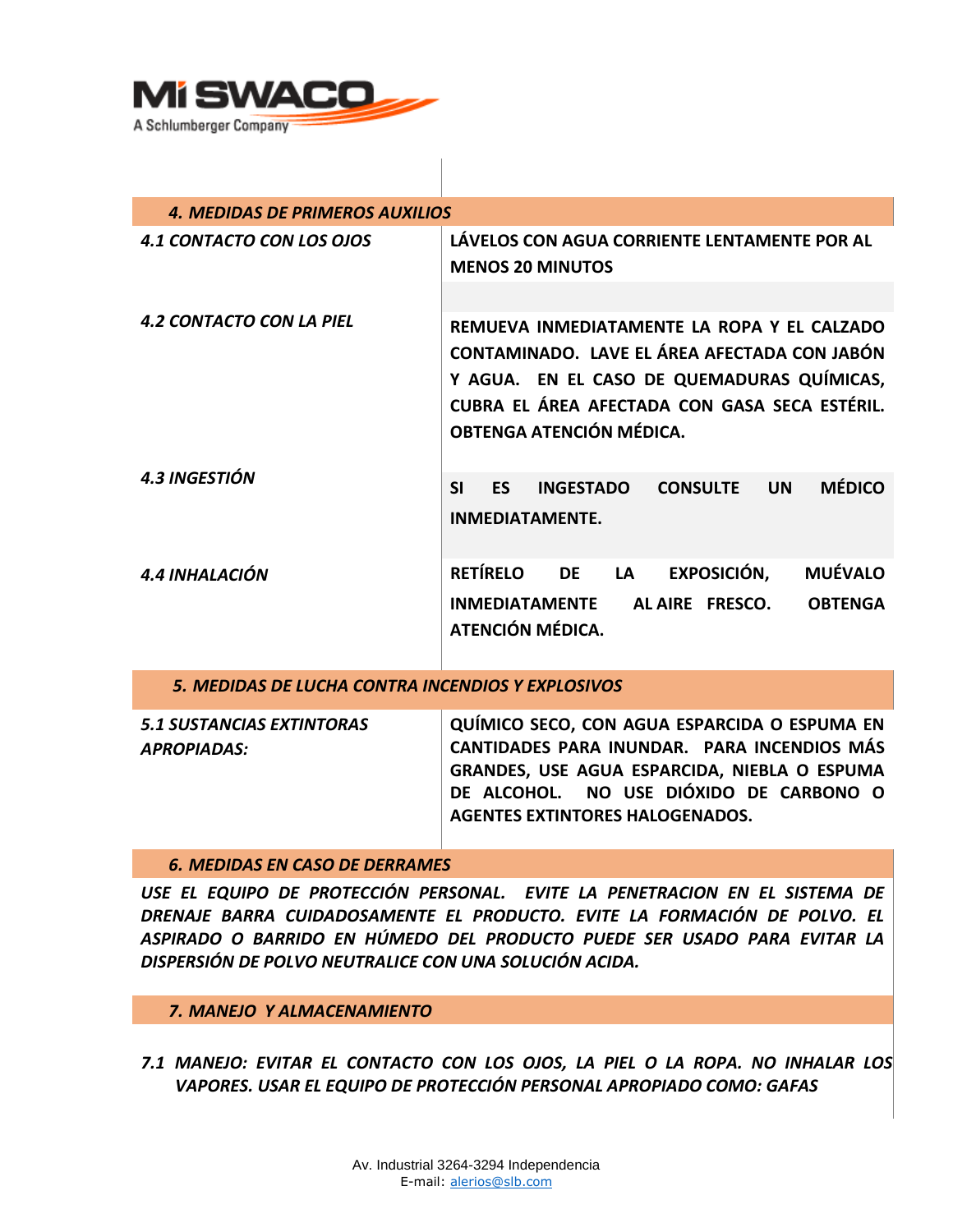## *4. MEDIDAS DE PRIMEROS AUXILIOS*

| | |
|---|---|
| ***4.1 CONTACTO CON LOS OJOS*** | **LÁVELOS CON AGUA CORRIENTE LENTAMENTE POR AL MENOS 20 MINUTOS** |
| ***4.2 CONTACTO CON LA PIEL*** | **REMUEVA INMEDIATAMENTE LA ROPA Y EL CALZADO CONTAMINADO. LAVE EL ÁREA AFECTADA CON JABÓN Y AGUA. EN EL CASO DE QUEMADURAS QUÍMICAS, CUBRA EL ÁREA AFECTADA CON GASA SECA ESTÉRIL. OBTENGA ATENCIÓN MÉDICA.** |
| ***4.3 INGESTIÓN*** | **SI ES INGESTADO CONSULTE UN MÉDICO INMEDIATAMENTE.** |
| ***4.4 INHALACIÓN*** | **RETÍRELO DE LA EXPOSICIÓN, MUÉVALO INMEDIATAMENTE AL AIRE FRESCO. OBTENGA ATENCIÓN MÉDICA.** |

## *5. MEDIDAS DE LUCHA CONTRA INCENDIOS Y EXPLOSIVOS*

| | |
|---|---|
| ***5.1 SUSTANCIAS EXTINTORAS APROPIADAS:*** | **QUÍMICO SECO, CON AGUA ESPARCIDA O ESPUMA EN CANTIDADES PARA INUNDAR. PARA INCENDIOS MÁS GRANDES, USE AGUA ESPARCIDA, NIEBLA O ESPUMA DE ALCOHOL. NO USE DIÓXIDO DE CARBONO O AGENTES EXTINTORES HALOGENADOS.** |

## *6. MEDIDAS EN CASO DE DERRAMES*

***USE EL EQUIPO DE PROTECCIÓN PERSONAL. EVITE LA PENETRACION EN EL SISTEMA DE DRENAJE BARRA CUIDADOSAMENTE EL PRODUCTO. EVITE LA FORMACIÓN DE POLVO. EL ASPIRADO O BARRIDO EN HÚMEDO DEL PRODUCTO PUEDE SER USADO PARA EVITAR LA DISPERSIÓN DE POLVO NEUTRALICE CON UNA SOLUCIÓN ACIDA.***

## *7. MANEJO Y ALMACENAMIENTO*

***7.1 MANEJO: EVITAR EL CONTACTO CON LOS OJOS, LA PIEL O LA ROPA. NO INHALAR LOS VAPORES. USAR EL EQUIPO DE PROTECCIÓN PERSONAL APROPIADO COMO: GAFAS***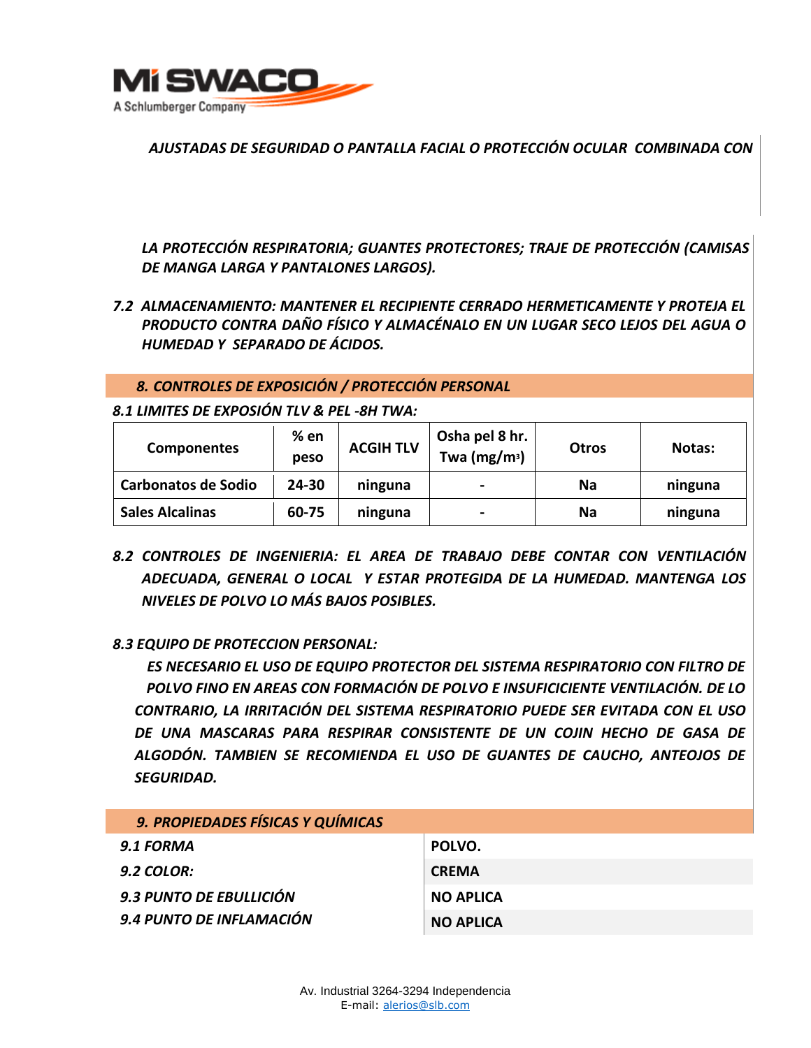*AJUSTADAS DE SEGURIDAD O PANTALLA FACIAL O PROTECCIÓN OCULAR COMBINADA CON LA PROTECCIÓN RESPIRATORIA; GUANTES PROTECTORES; TRAJE DE PROTECCIÓN (CAMISAS DE MANGA LARGA Y PANTALONES LARGOS).*

*7.2 ALMACENAMIENTO: MANTENER EL RECIPIENTE CERRADO HERMETICAMENTE Y PROTEJA EL PRODUCTO CONTRA DAÑO FÍSICO Y ALMACÉNALO EN UN LUGAR SECO LEJOS DEL AGUA O HUMEDAD Y SEPARADO DE ÁCIDOS.*

## *8. CONTROLES DE EXPOSICIÓN / PROTECCIÓN PERSONAL*

### *8.1 LIMITES DE EXPOSIÓN TLV & PEL -8H TWA:*

| Componentes | % en peso | ACGIH TLV | Osha pel 8 hr. Twa (mg/m³) | Otros | Notas: |
|---|---|---|---|---|---|
| Carbonatos de Sodio | 24-30 | ninguna | - | Na | ninguna |
| Sales Alcalinas | 60-75 | ninguna | - | Na | ninguna |

*8.2 CONTROLES DE INGENIERIA: EL AREA DE TRABAJO DEBE CONTAR CON VENTILACIÓN ADECUADA, GENERAL O LOCAL Y ESTAR PROTEGIDA DE LA HUMEDAD. MANTENGA LOS NIVELES DE POLVO LO MÁS BAJOS POSIBLES.*

*8.3 EQUIPO DE PROTECCION PERSONAL:*

*ES NECESARIO EL USO DE EQUIPO PROTECTOR DEL SISTEMA RESPIRATORIO CON FILTRO DE POLVO FINO EN AREAS CON FORMACIÓN DE POLVO E INSUFICIENTE VENTILACIÓN. DE LO CONTRARIO, LA IRRITACIÓN DEL SISTEMA RESPIRATORIO PUEDE SER EVITADA CON EL USO DE UNA MASCARAS PARA RESPIRAR CONSISTENTE DE UN COJIN HECHO DE GASA DE ALGODÓN. TAMBIEN SE RECOMIENDA EL USO DE GUANTES DE CAUCHO, ANTEOJOS DE SEGURIDAD.*

## *9. PROPIEDADES FÍSICAS Y QUÍMICAS*

| | |
|---|---|
| *9.1 FORMA* | POLVO. |
| *9.2 COLOR:* | CREMA |
| *9.3 PUNTO DE EBULLICIÓN* | NO APLICA |
| *9.4 PUNTO DE INFLAMACIÓN* | NO APLICA |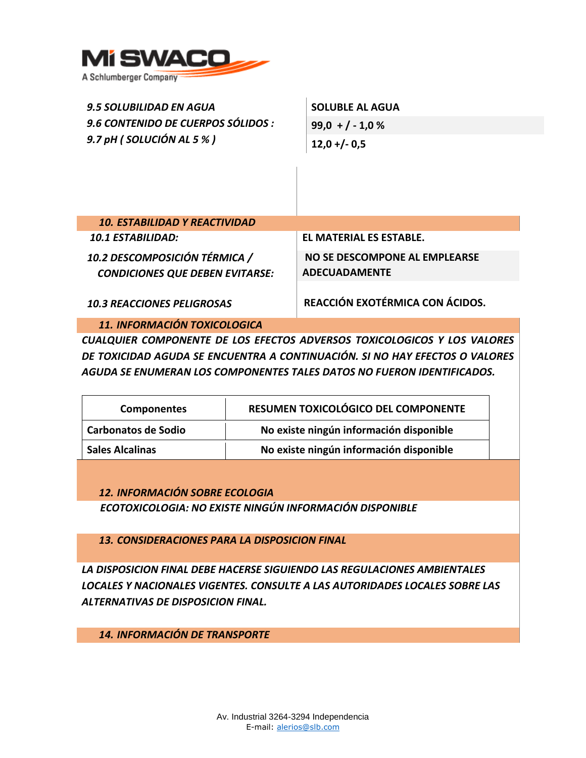| | |
|---|---|
| *9.5 SOLUBILIDAD EN AGUA* | **SOLUBLE AL AGUA** |
| *9.6 CONTENIDO DE CUERPOS SÓLIDOS :* | **99,0 + / - 1,0 %** |
| *9.7 pH ( SOLUCIÓN AL 5 % )* | **12,0 +/- 0,5** |

## *10. ESTABILIDAD Y REACTIVIDAD*

| | |
|---|---|
| *10.1 ESTABILIDAD:* | **EL MATERIAL ES ESTABLE.** |
| *10.2 DESCOMPOSICIÓN TÉRMICA / CONDICIONES QUE DEBEN EVITARSE:* | **NO SE DESCOMPONE AL EMPLEARSE ADECUADAMENTE** |
| *10.3 REACCIONES PELIGROSAS* | **REACCIÓN EXOTÉRMICA CON ÁCIDOS.** |

## *11. INFORMACIÓN TOXICOLOGICA*

***CUALQUIER COMPONENTE DE LOS EFECTOS ADVERSOS TOXICOLOGICOS Y LOS VALORES DE TOXICIDAD AGUDA SE ENCUENTRA A CONTINUACIÓN. SI NO HAY EFECTOS O VALORES AGUDA SE ENUMERAN LOS COMPONENTES TALES DATOS NO FUERON IDENTIFICADOS.***

| Componentes | RESUMEN TOXICOLÓGICO DEL COMPONENTE |
|---|---|
| Carbonatos de Sodio | No existe ningún información disponible |
| Sales Alcalinas | No existe ningún información disponible |

## *12. INFORMACIÓN SOBRE ECOLOGIA*

***ECOTOXICOLOGIA: NO EXISTE NINGÚN INFORMACIÓN DISPONIBLE***

## *13. CONSIDERACIONES PARA LA DISPOSICION FINAL*

***LA DISPOSICION FINAL DEBE HACERSE SIGUIENDO LAS REGULACIONES AMBIENTALES LOCALES Y NACIONALES VIGENTES. CONSULTE A LAS AUTORIDADES LOCALES SOBRE LAS ALTERNATIVAS DE DISPOSICION FINAL.***

## *14. INFORMACIÓN DE TRANSPORTE*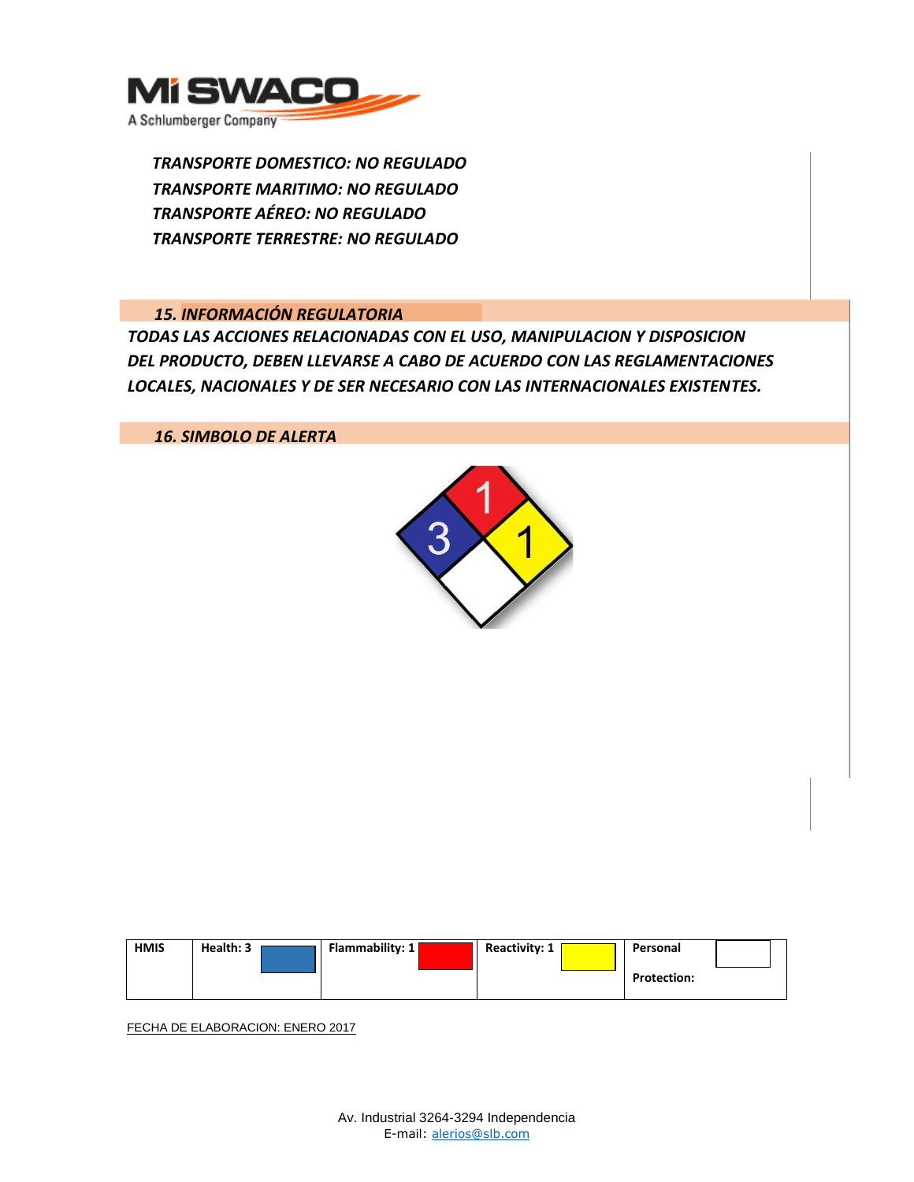*TRANSPORTE DOMESTICO: NO REGULADO*
*TRANSPORTE MARITIMO: NO REGULADO*
*TRANSPORTE AÉREO: NO REGULADO*
*TRANSPORTE TERRESTRE: NO REGULADO*

## *15. INFORMACIÓN REGULATORIA*

*TODAS LAS ACCIONES RELACIONADAS CON EL USO, MANIPULACION Y DISPOSICION DEL PRODUCTO, DEBEN LLEVARSE A CABO DE ACUERDO CON LAS REGLAMENTACIONES LOCALES, NACIONALES Y DE SER NECESARIO CON LAS INTERNACIONALES EXISTENTES.*

## *16. SIMBOLO DE ALERTA*

1
3
1

| | | | | |
|---|---|---|---|---|
| **HMIS** | **Health: 3** | **Flammability: 1** | **Reactivity: 1** | **Personal Protection:** |

FECHA DE ELABORACION: ENERO 2017

Av. Industrial 3264-3294 Independencia
E-mail: alerios@slb.com